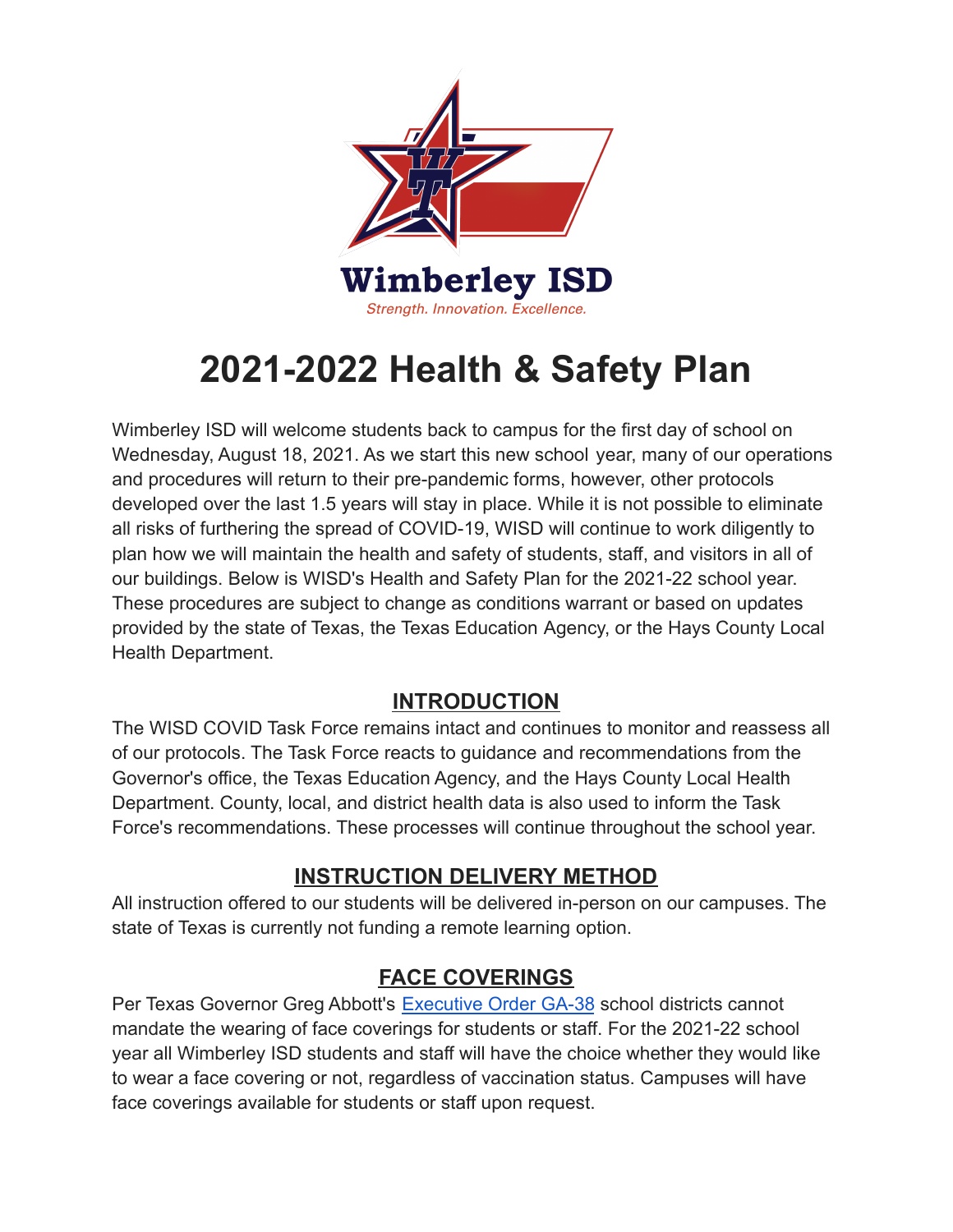Wimberley ISD

*Strength. Innovation. Excellence.*

# 2021-2022 Health & Safety Plan

Wimberley ISD will welcome students back to campus for the first day of school on Wednesday, August 18, 2021. As we start this new school year, many of our operations and procedures will return to their pre-pandemic forms, however, other protocols developed over the last 1.5 years will stay in place. While it is not possible to eliminate all risks of furthering the spread of COVID-19, WISD will continue to work diligently to plan how we will maintain the health and safety of students, staff, and visitors in all of our buildings. Below is WISD's Health and Safety Plan for the 2021-22 school year. These procedures are subject to change as conditions warrant or based on updates provided by the state of Texas, the Texas Education Agency, or the Hays County Local Health Department.

## INTRODUCTION

The WISD COVID Task Force remains intact and continues to monitor and reassess all of our protocols. The Task Force reacts to guidance and recommendations from the Governor's office, the Texas Education Agency, and the Hays County Local Health Department. County, local, and district health data is also used to inform the Task Force's recommendations. These processes will continue throughout the school year.

## INSTRUCTION DELIVERY METHOD

All instruction offered to our students will be delivered in-person on our campuses. The state of Texas is currently not funding a remote learning option.

## FACE COVERINGS

Per Texas Governor Greg Abbott's Executive Order GA-38 school districts cannot mandate the wearing of face coverings for students or staff. For the 2021-22 school year all Wimberley ISD students and staff will have the choice whether they would like to wear a face covering or not, regardless of vaccination status. Campuses will have face coverings available for students or staff upon request.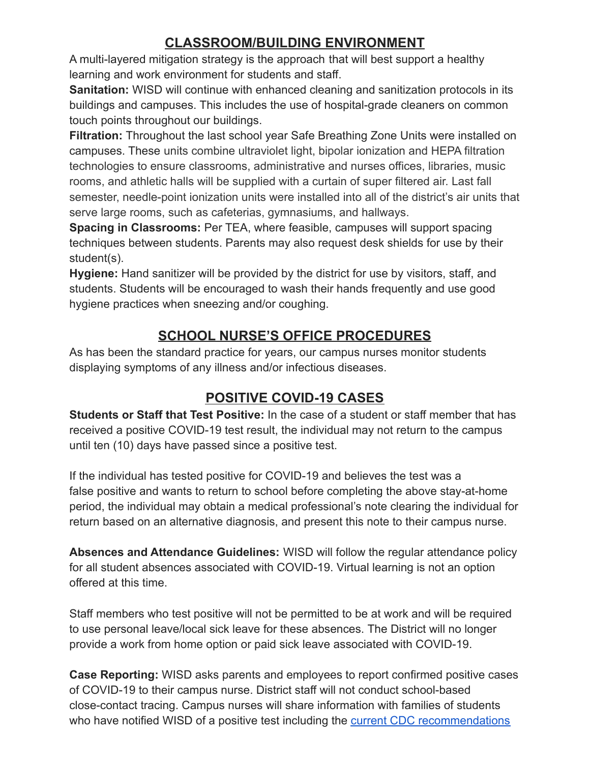## CLASSROOM/BUILDING ENVIRONMENT

A multi-layered mitigation strategy is the approach that will best support a healthy learning and work environment for students and staff.

**Sanitation:** WISD will continue with enhanced cleaning and sanitization protocols in its buildings and campuses. This includes the use of hospital-grade cleaners on common touch points throughout our buildings.

**Filtration:** Throughout the last school year Safe Breathing Zone Units were installed on campuses. These units combine ultraviolet light, bipolar ionization and HEPA filtration technologies to ensure classrooms, administrative and nurses offices, libraries, music rooms, and athletic halls will be supplied with a curtain of super filtered air. Last fall semester, needle-point ionization units were installed into all of the district's air units that serve large rooms, such as cafeterias, gymnasiums, and hallways.

**Spacing in Classrooms:** Per TEA, where feasible, campuses will support spacing techniques between students. Parents may also request desk shields for use by their student(s).

**Hygiene:** Hand sanitizer will be provided by the district for use by visitors, staff, and students. Students will be encouraged to wash their hands frequently and use good hygiene practices when sneezing and/or coughing.

## SCHOOL NURSE'S OFFICE PROCEDURES

As has been the standard practice for years, our campus nurses monitor students displaying symptoms of any illness and/or infectious diseases.

## POSITIVE COVID-19 CASES

**Students or Staff that Test Positive:** In the case of a student or staff member that has received a positive COVID-19 test result, the individual may not return to the campus until ten (10) days have passed since a positive test.

If the individual has tested positive for COVID-19 and believes the test was a false positive and wants to return to school before completing the above stay-at-home period, the individual may obtain a medical professional's note clearing the individual for return based on an alternative diagnosis, and present this note to their campus nurse.

**Absences and Attendance Guidelines:** WISD will follow the regular attendance policy for all student absences associated with COVID-19. Virtual learning is not an option offered at this time.

Staff members who test positive will not be permitted to be at work and will be required to use personal leave/local sick leave for these absences. The District will no longer provide a work from home option or paid sick leave associated with COVID-19.

**Case Reporting:** WISD asks parents and employees to report confirmed positive cases of COVID-19 to their campus nurse. District staff will not conduct school-based close-contact tracing. Campus nurses will share information with families of students who have notified WISD of a positive test including the current CDC recommendations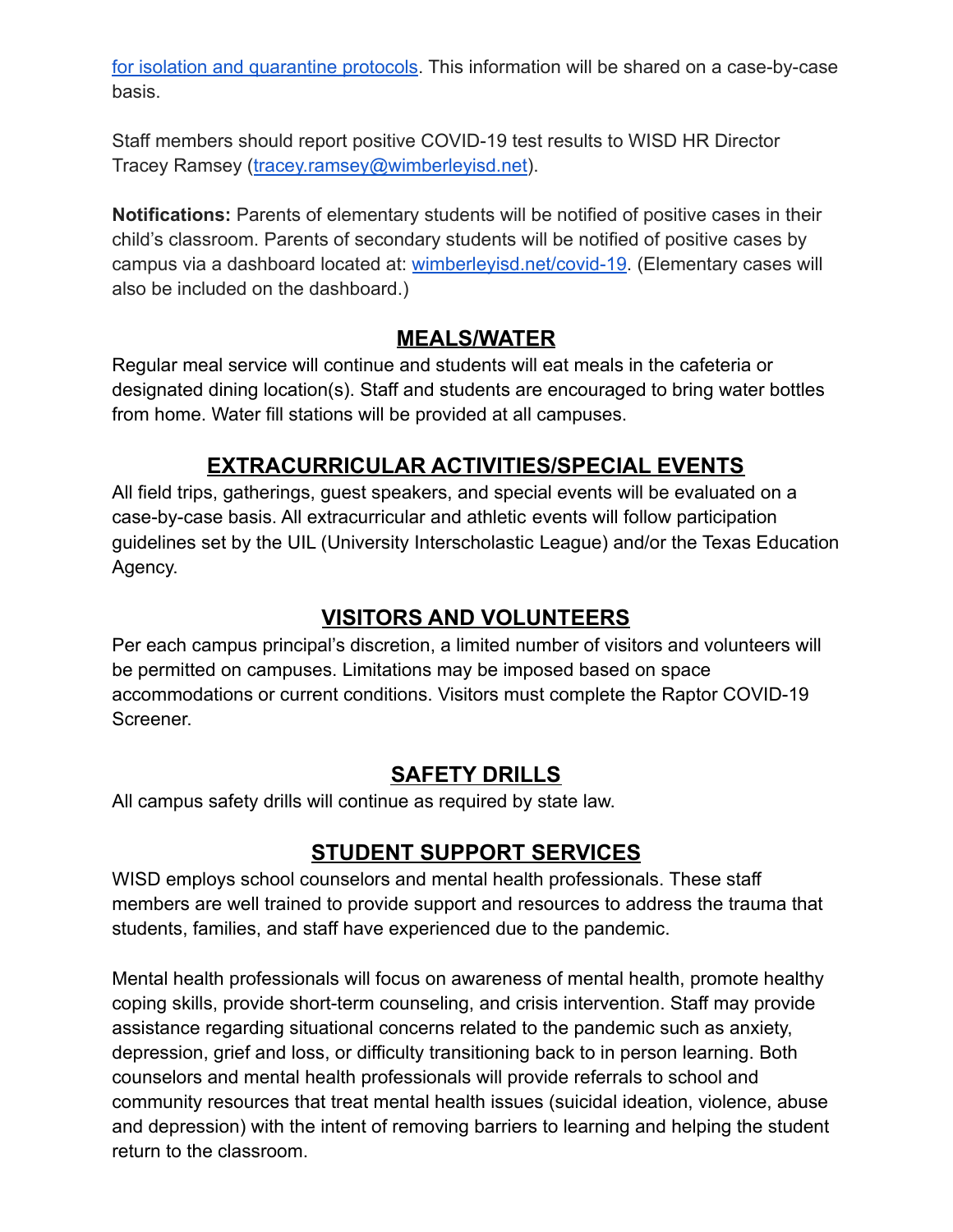[for isolation and quarantine protocols](#). This information will be shared on a case-by-case basis.

Staff members should report positive COVID-19 test results to WISD HR Director Tracey Ramsey (tracey.ramsey@wimberleyisd.net).

**Notifications:** Parents of elementary students will be notified of positive cases in their child's classroom. Parents of secondary students will be notified of positive cases by campus via a dashboard located at: wimberleyisd.net/covid-19. (Elementary cases will also be included on the dashboard.)

## MEALS/WATER

Regular meal service will continue and students will eat meals in the cafeteria or designated dining location(s). Staff and students are encouraged to bring water bottles from home. Water fill stations will be provided at all campuses.

## EXTRACURRICULAR ACTIVITIES/SPECIAL EVENTS

All field trips, gatherings, guest speakers, and special events will be evaluated on a case-by-case basis. All extracurricular and athletic events will follow participation guidelines set by the UIL (University Interscholastic League) and/or the Texas Education Agency.

## VISITORS AND VOLUNTEERS

Per each campus principal's discretion, a limited number of visitors and volunteers will be permitted on campuses. Limitations may be imposed based on space accommodations or current conditions. Visitors must complete the Raptor COVID-19 Screener.

## SAFETY DRILLS

All campus safety drills will continue as required by state law.

## STUDENT SUPPORT SERVICES

WISD employs school counselors and mental health professionals. These staff members are well trained to provide support and resources to address the trauma that students, families, and staff have experienced due to the pandemic.

Mental health professionals will focus on awareness of mental health, promote healthy coping skills, provide short-term counseling, and crisis intervention. Staff may provide assistance regarding situational concerns related to the pandemic such as anxiety, depression, grief and loss, or difficulty transitioning back to in person learning. Both counselors and mental health professionals will provide referrals to school and community resources that treat mental health issues (suicidal ideation, violence, abuse and depression) with the intent of removing barriers to learning and helping the student return to the classroom.